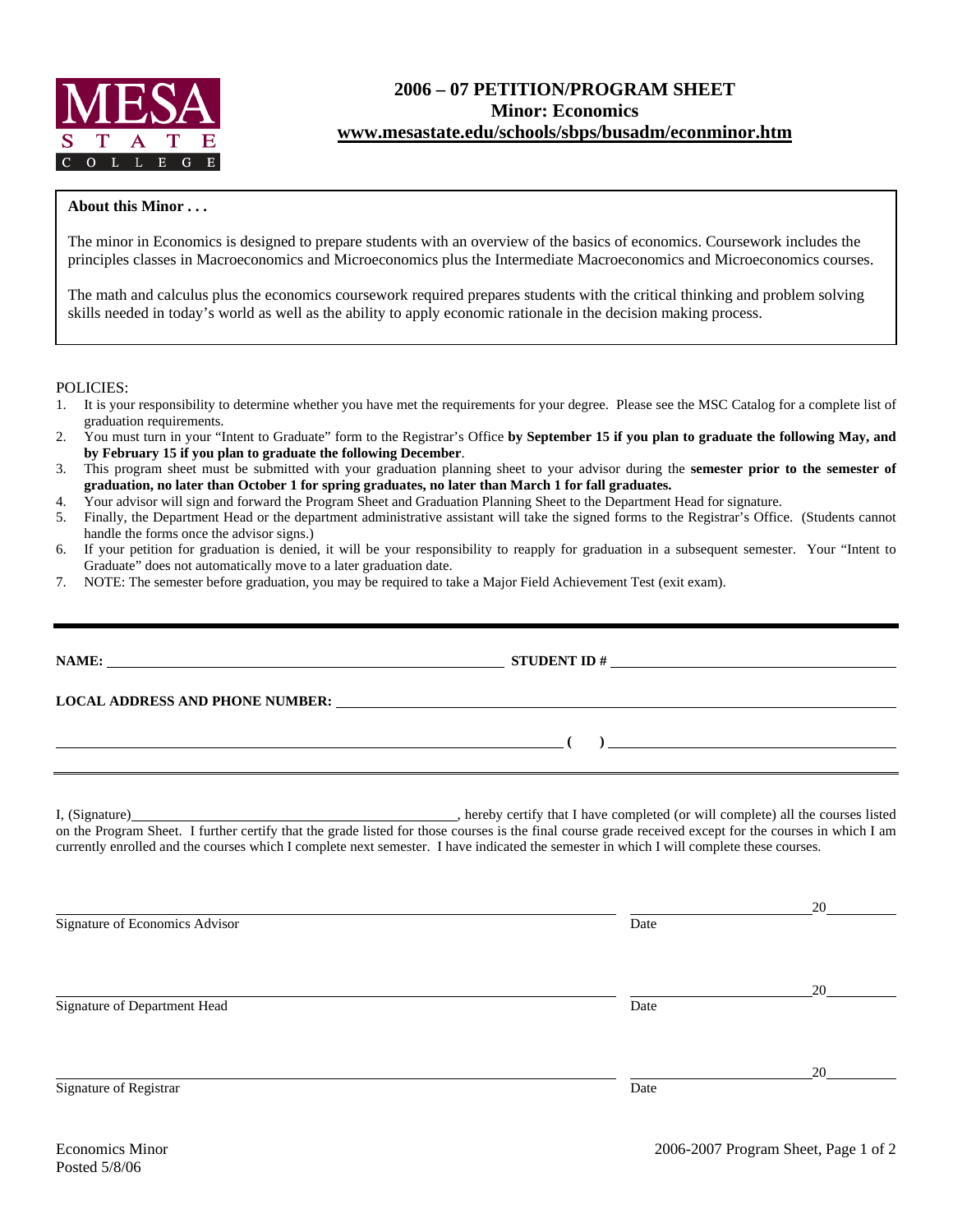MESA STATE COLLEGE

# 2006 – 07 PETITION/PROGRAM SHEET
## Minor: Economics
## www.mesastate.edu/schools/sbps/busadm/econminor.htm

**About this Minor . . .**

The minor in Economics is designed to prepare students with an overview of the basics of economics. Coursework includes the principles classes in Macroeconomics and Microeconomics plus the Intermediate Macroeconomics and Microeconomics courses.

The math and calculus plus the economics coursework required prepares students with the critical thinking and problem solving skills needed in today's world as well as the ability to apply economic rationale in the decision making process.

POLICIES:

1. It is your responsibility to determine whether you have met the requirements for your degree. Please see the MSC Catalog for a complete list of graduation requirements.
2. You must turn in your "Intent to Graduate" form to the Registrar's Office **by September 15 if you plan to graduate the following May, and by February 15 if you plan to graduate the following December**.
3. This program sheet must be submitted with your graduation planning sheet to your advisor during the **semester prior to the semester of graduation, no later than October 1 for spring graduates, no later than March 1 for fall graduates.**
4. Your advisor will sign and forward the Program Sheet and Graduation Planning Sheet to the Department Head for signature.
5. Finally, the Department Head or the department administrative assistant will take the signed forms to the Registrar's Office. (Students cannot handle the forms once the advisor signs.)
6. If your petition for graduation is denied, it will be your responsibility to reapply for graduation in a subsequent semester. Your "Intent to Graduate" does not automatically move to a later graduation date.
7. NOTE: The semester before graduation, you may be required to take a Major Field Achievement Test (exit exam).

---

**NAME:** ______________________________ **STUDENT ID #** ______________________________

**LOCAL ADDRESS AND PHONE NUMBER:** ______________________________

______________________________ **( )** ______________________________

---

I, (Signature)______________________________, hereby certify that I have completed (or will complete) all the courses listed on the Program Sheet. I further certify that the grade listed for those courses is the final course grade received except for the courses in which I am currently enrolled and the courses which I complete next semester. I have indicated the semester in which I will complete these courses.

______________________________ ______________ 20______
Signature of Economics Advisor Date

______________________________ ______________ 20______
Signature of Department Head Date

______________________________ ______________ 20______
Signature of Registrar Date

Economics Minor
Posted 5/8/06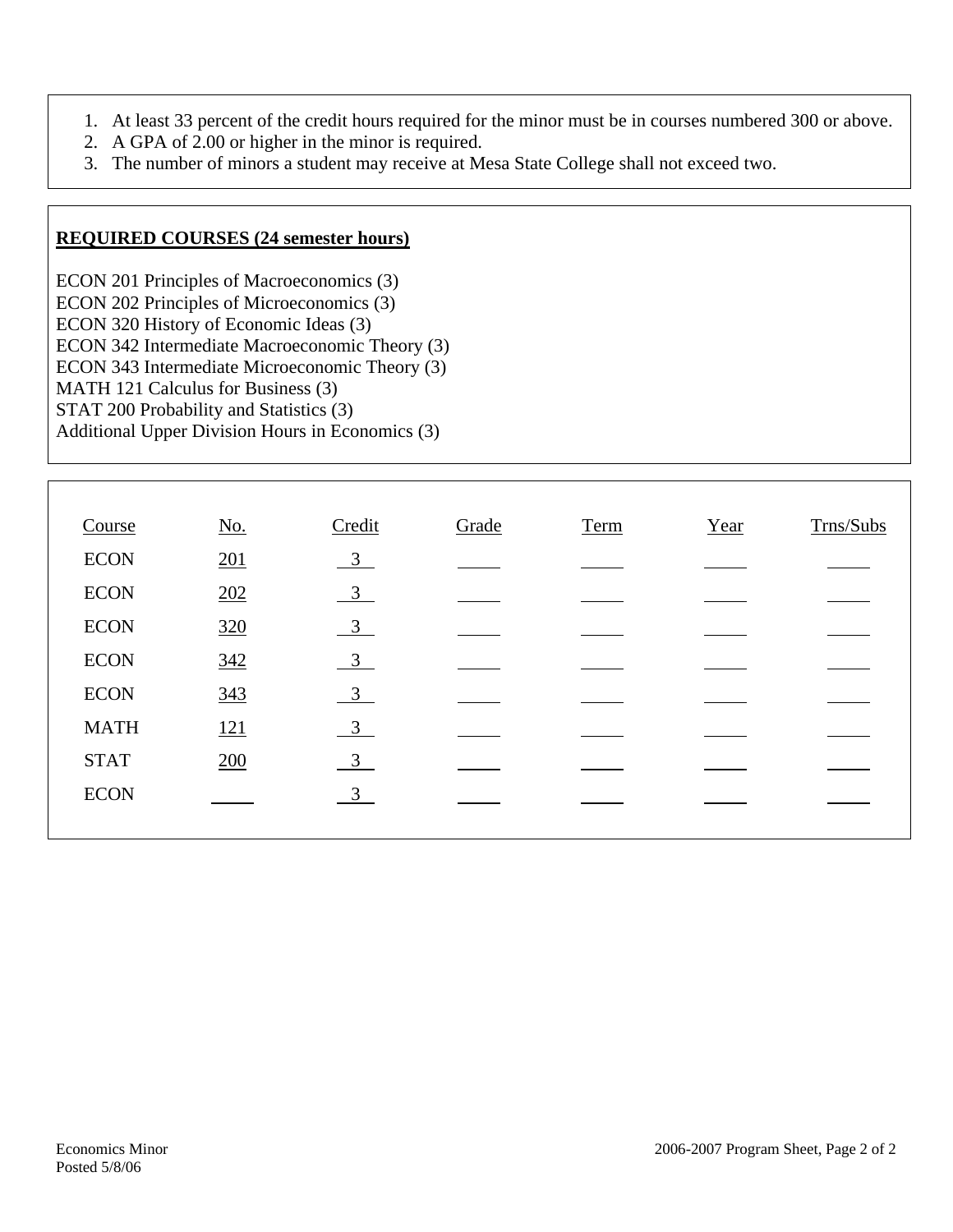1. At least 33 percent of the credit hours required for the minor must be in courses numbered 300 or above.
2. A GPA of 2.00 or higher in the minor is required.
3. The number of minors a student may receive at Mesa State College shall not exceed two.

**REQUIRED COURSES (24 semester hours)**

ECON 201 Principles of Macroeconomics (3)
ECON 202 Principles of Microeconomics (3)
ECON 320 History of Economic Ideas (3)
ECON 342 Intermediate Macroeconomic Theory (3)
ECON 343 Intermediate Microeconomic Theory (3)
MATH 121 Calculus for Business (3)
STAT 200 Probability and Statistics (3)
Additional Upper Division Hours in Economics (3)

| Course | No. | Credit | Grade | Term | Year | Trns/Subs |
|---|---|---|---|---|---|---|
| ECON | 201 | 3 | | | | |
| ECON | 202 | 3 | | | | |
| ECON | 320 | 3 | | | | |
| ECON | 342 | 3 | | | | |
| ECON | 343 | 3 | | | | |
| MATH | 121 | 3 | | | | |
| STAT | 200 | 3 | | | | |
| ECON | | 3 | | | | |

Economics Minor
Posted 5/8/06